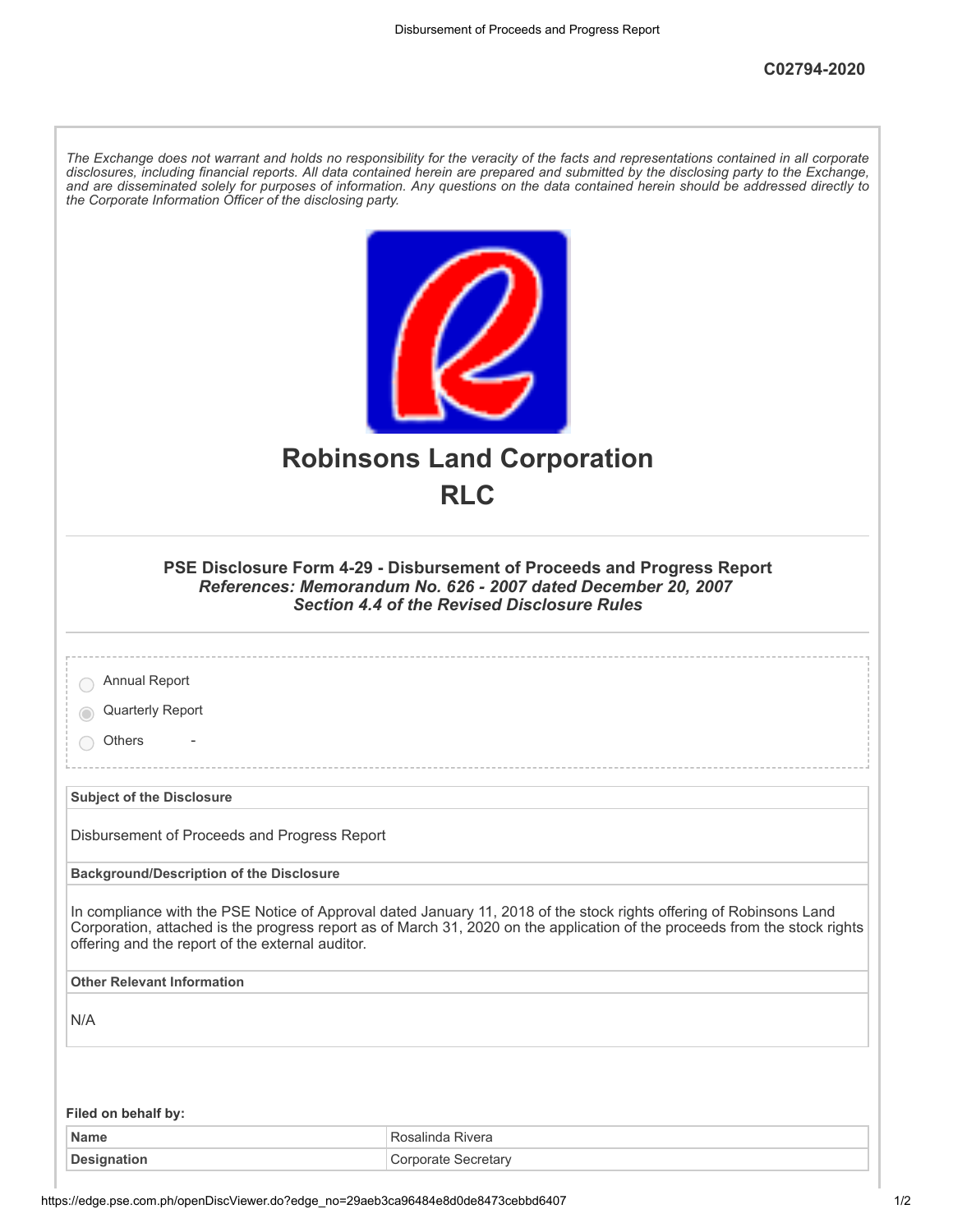C02794-2020

*The Exchange does not warrant and holds no responsibility for the veracity of the facts and representations contained in all corporate disclosures, including financial reports. All data contained herein are prepared and submitted by the disclosing party to the Exchange, and are disseminated solely for purposes of information. Any questions on the data contained herein should be addressed directly to the Corporate Information Officer of the disclosing party.*

# Robinsons Land Corporation

# RLC

### PSE Disclosure Form 4-29 - Disbursement of Proceeds and Progress Report

***References: Memorandum No. 626 - 2007 dated December 20, 2007***
***Section 4.4 of the Revised Disclosure Rules***

- ○ Annual Report
- ◉ Quarterly Report
- ○ Others -

| **Subject of the Disclosure** |
|---|
| Disbursement of Proceeds and Progress Report |
| **Background/Description of the Disclosure** |
| In compliance with the PSE Notice of Approval dated January 11, 2018 of the stock rights offering of Robinsons Land Corporation, attached is the progress report as of March 31, 2020 on the application of the proceeds from the stock rights offering and the report of the external auditor. |
| **Other Relevant Information** |
| N/A |

**Filed on behalf by:**

| | |
|---|---|
| **Name** | Rosalinda Rivera |
| **Designation** | Corporate Secretary |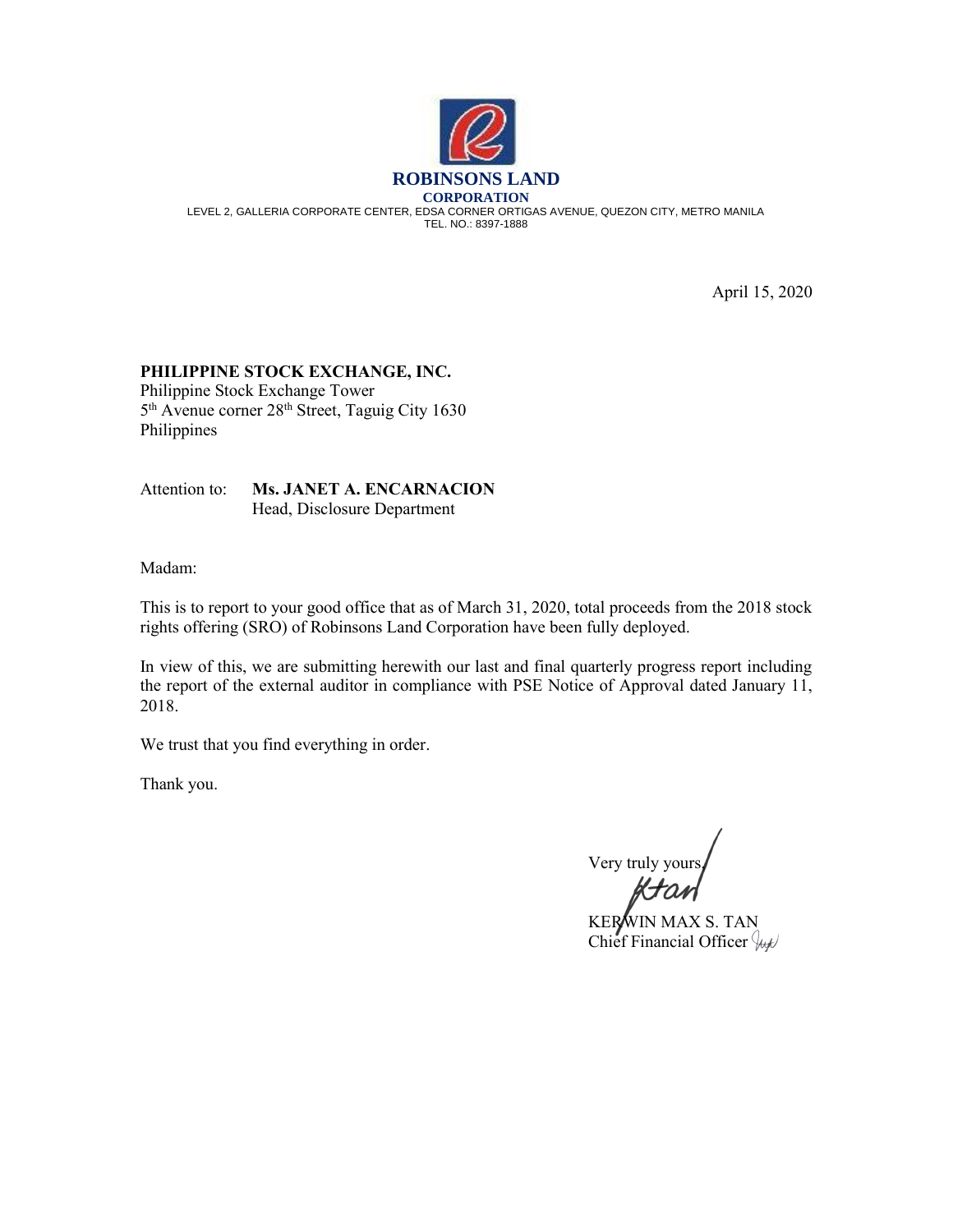**ROBINSONS LAND**
**CORPORATION**
LEVEL 2, GALLERIA CORPORATE CENTER, EDSA CORNER ORTIGAS AVENUE, QUEZON CITY, METRO MANILA
TEL. NO.: 8397-1888

April 15, 2020

**PHILIPPINE STOCK EXCHANGE, INC.**
Philippine Stock Exchange Tower
5th Avenue corner 28th Street, Taguig City 1630
Philippines

Attention to: **Ms. JANET A. ENCARNACION**
Head, Disclosure Department

Madam:

This is to report to your good office that as of March 31, 2020, total proceeds from the 2018 stock rights offering (SRO) of Robinsons Land Corporation have been fully deployed.

In view of this, we are submitting herewith our last and final quarterly progress report including the report of the external auditor in compliance with PSE Notice of Approval dated January 11, 2018.

We trust that you find everything in order.

Thank you.

Very truly yours,

KERWIN MAX S. TAN
Chief Financial Officer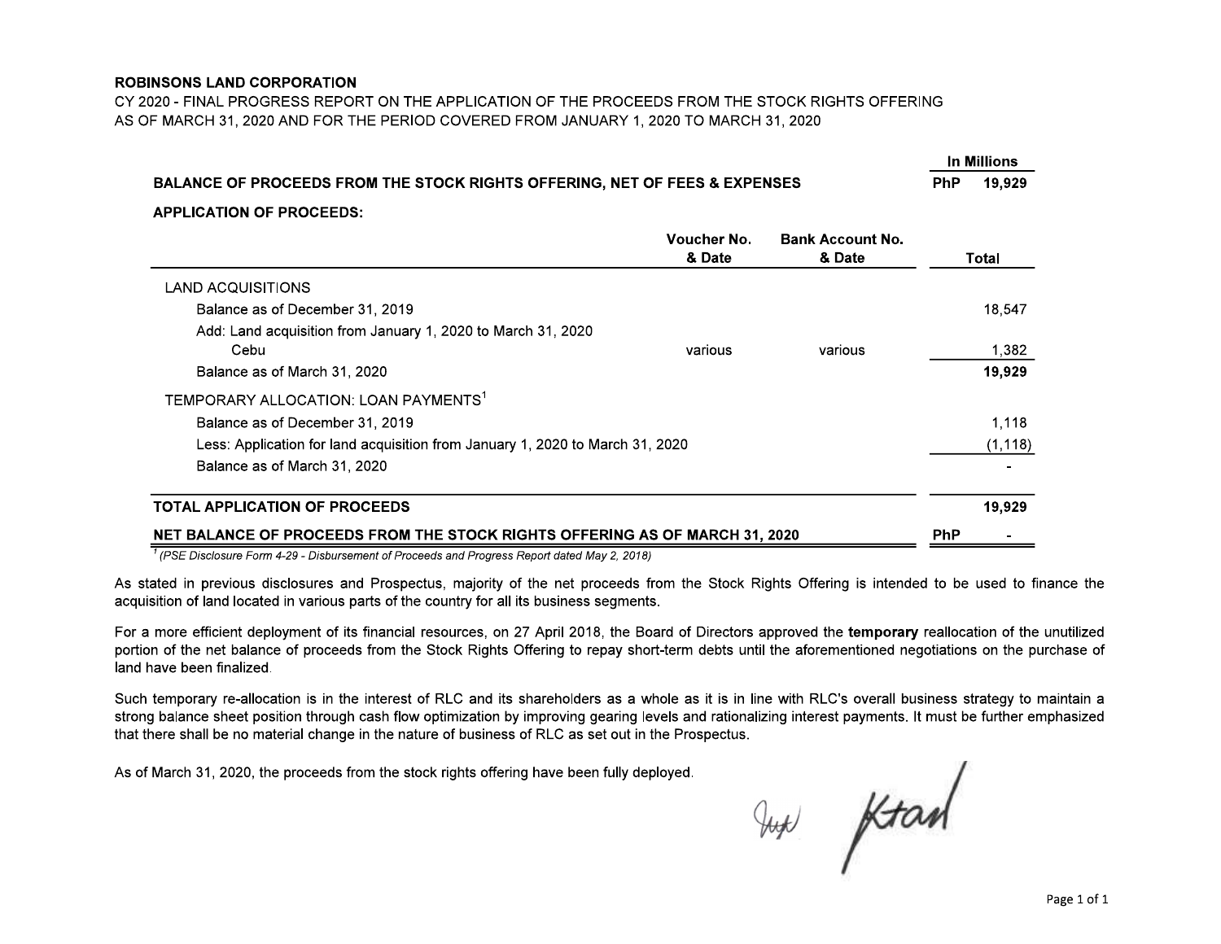**ROBINSONS LAND CORPORATION**

CY 2020 - FINAL PROGRESS REPORT ON THE APPLICATION OF THE PROCEEDS FROM THE STOCK RIGHTS OFFERING
AS OF MARCH 31, 2020 AND FOR THE PERIOD COVERED FROM JANUARY 1, 2020 TO MARCH 31, 2020

| | Voucher No. & Date | Bank Account No. & Date | In Millions |
|---|---|---|---|
| **BALANCE OF PROCEEDS FROM THE STOCK RIGHTS OFFERING, NET OF FEES & EXPENSES** | | | **PhP 19,929** |
| **APPLICATION OF PROCEEDS:** | | | **Total** |
| LAND ACQUISITIONS | | | |
| Balance as of December 31, 2019 | | | 18,547 |
| Add: Land acquisition from January 1, 2020 to March 31, 2020 | | | |
| Cebu | various | various | 1,382 |
| Balance as of March 31, 2020 | | | **19,929** |
| TEMPORARY ALLOCATION: LOAN PAYMENTS[1] | | | |
| Balance as of December 31, 2019 | | | 1,118 |
| Less: Application for land acquisition from January 1, 2020 to March 31, 2020 | | | (1,118) |
| Balance as of March 31, 2020 | | | - |
| **TOTAL APPLICATION OF PROCEEDS** | | | **19,929** |
| **NET BALANCE OF PROCEEDS FROM THE STOCK RIGHTS OFFERING AS OF MARCH 31, 2020** | | | **PhP -** |

[1] *(PSE Disclosure Form 4-29 - Disbursement of Proceeds and Progress Report dated May 2, 2018)*

As stated in previous disclosures and Prospectus, majority of the net proceeds from the Stock Rights Offering is intended to be used to finance the acquisition of land located in various parts of the country for all its business segments.

For a more efficient deployment of its financial resources, on 27 April 2018, the Board of Directors approved the **temporary** reallocation of the unutilized portion of the net balance of proceeds from the Stock Rights Offering to repay short-term debts until the aforementioned negotiations on the purchase of land have been finalized.

Such temporary re-allocation is in the interest of RLC and its shareholders as a whole as it is in line with RLC's overall business strategy to maintain a strong balance sheet position through cash flow optimization by improving gearing levels and rationalizing interest payments. It must be further emphasized that there shall be no material change in the nature of business of RLC as set out in the Prospectus.

As of March 31, 2020, the proceeds from the stock rights offering have been fully deployed.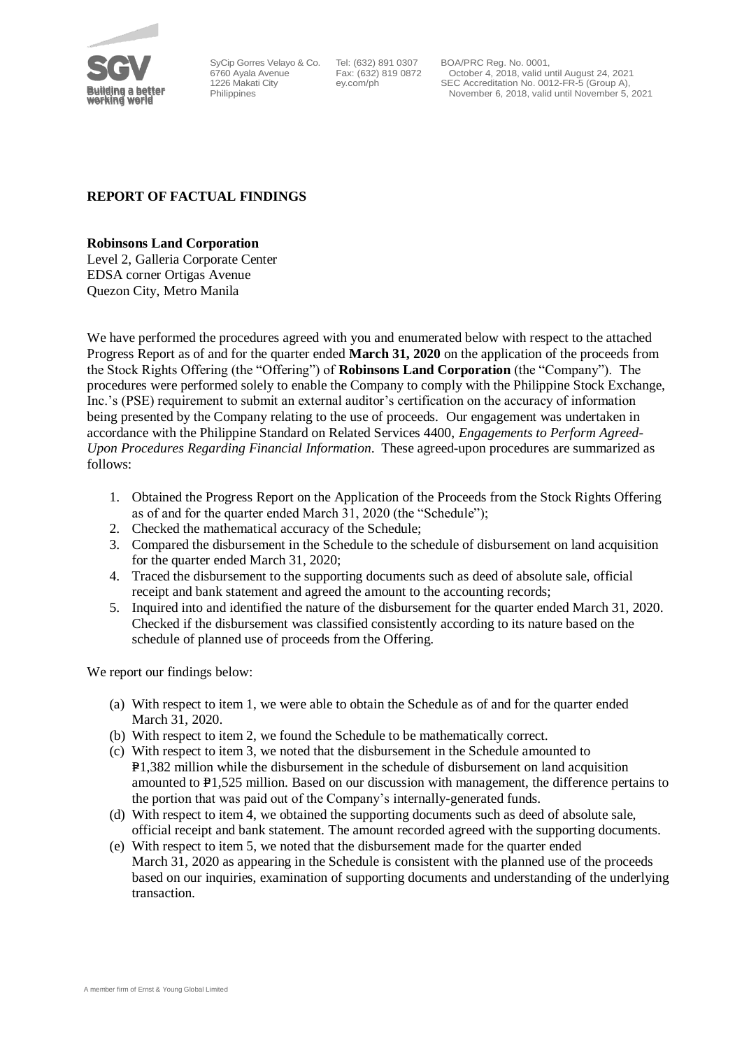SyCip Gorres Velayo & Co.
6760 Ayala Avenue
1226 Makati City
Philippines

Tel: (632) 891 0307
Fax: (632) 819 0872
ey.com/ph

BOA/PRC Reg. No. 0001,
October 4, 2018, valid until August 24, 2021
SEC Accreditation No. 0012-FR-5 (Group A),
November 6, 2018, valid until November 5, 2021

## REPORT OF FACTUAL FINDINGS

**Robinsons Land Corporation**
Level 2, Galleria Corporate Center
EDSA corner Ortigas Avenue
Quezon City, Metro Manila

We have performed the procedures agreed with you and enumerated below with respect to the attached Progress Report as of and for the quarter ended **March 31, 2020** on the application of the proceeds from the Stock Rights Offering (the "Offering") of **Robinsons Land Corporation** (the "Company"). The procedures were performed solely to enable the Company to comply with the Philippine Stock Exchange, Inc.'s (PSE) requirement to submit an external auditor's certification on the accuracy of information being presented by the Company relating to the use of proceeds. Our engagement was undertaken in accordance with the Philippine Standard on Related Services 4400, *Engagements to Perform Agreed-Upon Procedures Regarding Financial Information*. These agreed-upon procedures are summarized as follows:

1. Obtained the Progress Report on the Application of the Proceeds from the Stock Rights Offering as of and for the quarter ended March 31, 2020 (the "Schedule");
2. Checked the mathematical accuracy of the Schedule;
3. Compared the disbursement in the Schedule to the schedule of disbursement on land acquisition for the quarter ended March 31, 2020;
4. Traced the disbursement to the supporting documents such as deed of absolute sale, official receipt and bank statement and agreed the amount to the accounting records;
5. Inquired into and identified the nature of the disbursement for the quarter ended March 31, 2020. Checked if the disbursement was classified consistently according to its nature based on the schedule of planned use of proceeds from the Offering.

We report our findings below:

(a) With respect to item 1, we were able to obtain the Schedule as of and for the quarter ended March 31, 2020.

(b) With respect to item 2, we found the Schedule to be mathematically correct.

(c) With respect to item 3, we noted that the disbursement in the Schedule amounted to ₱1,382 million while the disbursement in the schedule of disbursement on land acquisition amounted to ₱1,525 million. Based on our discussion with management, the difference pertains to the portion that was paid out of the Company's internally-generated funds.

(d) With respect to item 4, we obtained the supporting documents such as deed of absolute sale, official receipt and bank statement. The amount recorded agreed with the supporting documents.

(e) With respect to item 5, we noted that the disbursement made for the quarter ended March 31, 2020 as appearing in the Schedule is consistent with the planned use of the proceeds based on our inquiries, examination of supporting documents and understanding of the underlying transaction.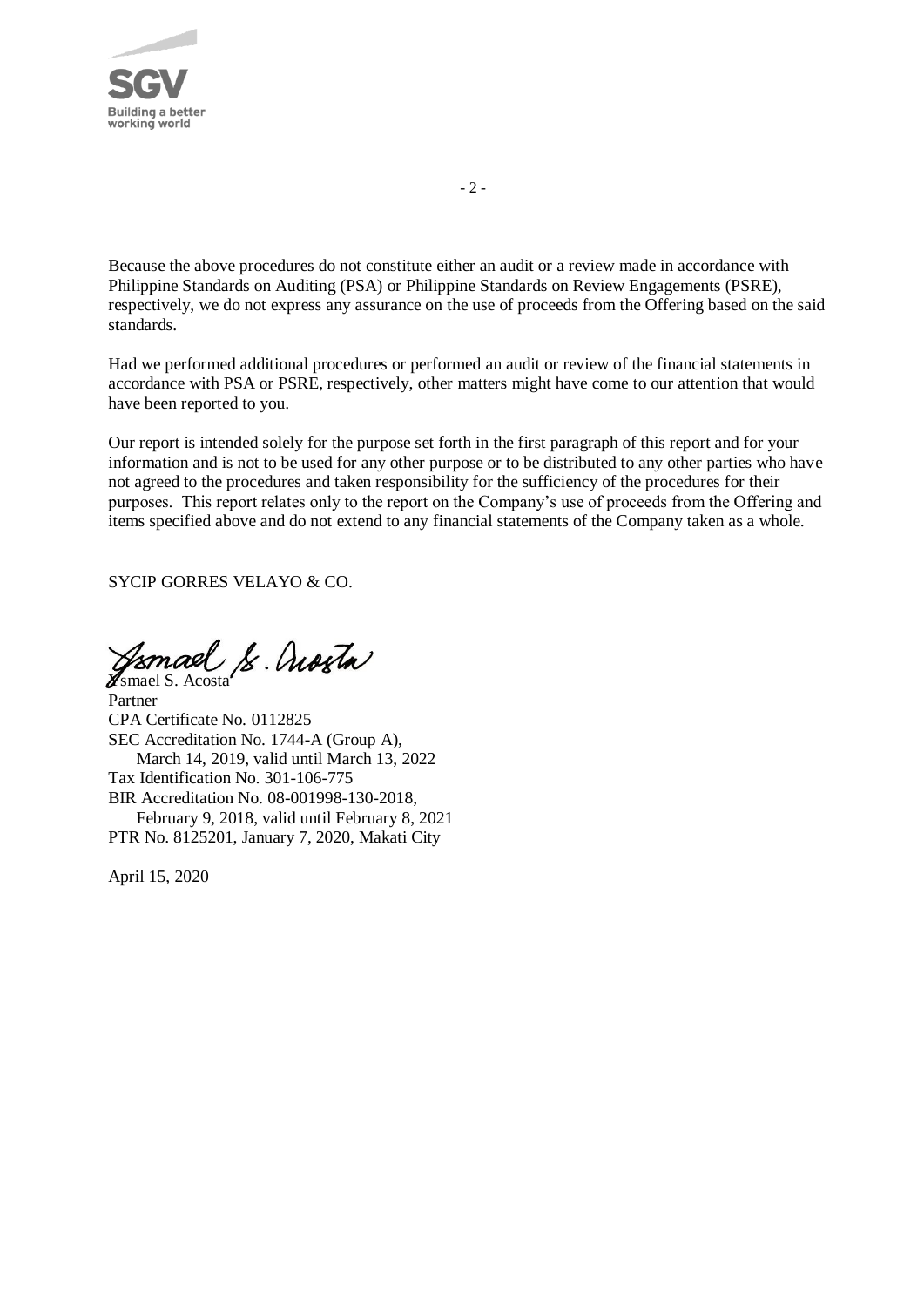Because the above procedures do not constitute either an audit or a review made in accordance with Philippine Standards on Auditing (PSA) or Philippine Standards on Review Engagements (PSRE), respectively, we do not express any assurance on the use of proceeds from the Offering based on the said standards.

Had we performed additional procedures or performed an audit or review of the financial statements in accordance with PSA or PSRE, respectively, other matters might have come to our attention that would have been reported to you.

Our report is intended solely for the purpose set forth in the first paragraph of this report and for your information and is not to be used for any other purpose or to be distributed to any other parties who have not agreed to the procedures and taken responsibility for the sufficiency of the procedures for their purposes. This report relates only to the report on the Company's use of proceeds from the Offering and items specified above and do not extend to any financial statements of the Company taken as a whole.

SYCIP GORRES VELAYO & CO.

Ismael S. Acosta
Partner
CPA Certificate No. 0112825
SEC Accreditation No. 1744-A (Group A),
March 14, 2019, valid until March 13, 2022
Tax Identification No. 301-106-775
BIR Accreditation No. 08-001998-130-2018,
February 9, 2018, valid until February 8, 2021
PTR No. 8125201, January 7, 2020, Makati City

April 15, 2020